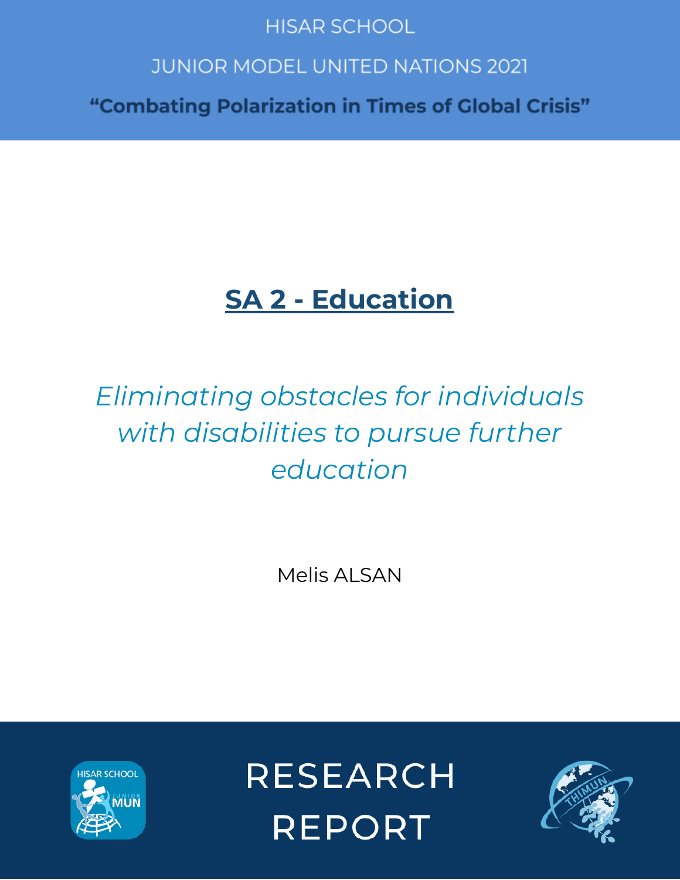HISAR SCHOOL

JUNIOR MODEL UNITED NATIONS 2021

**"Combating Polarization in Times of Global Crisis"**

# SA 2 - Education

*Eliminating obstacles for individuals with disabilities to pursue further education*

Melis ALSAN

RESEARCH REPORT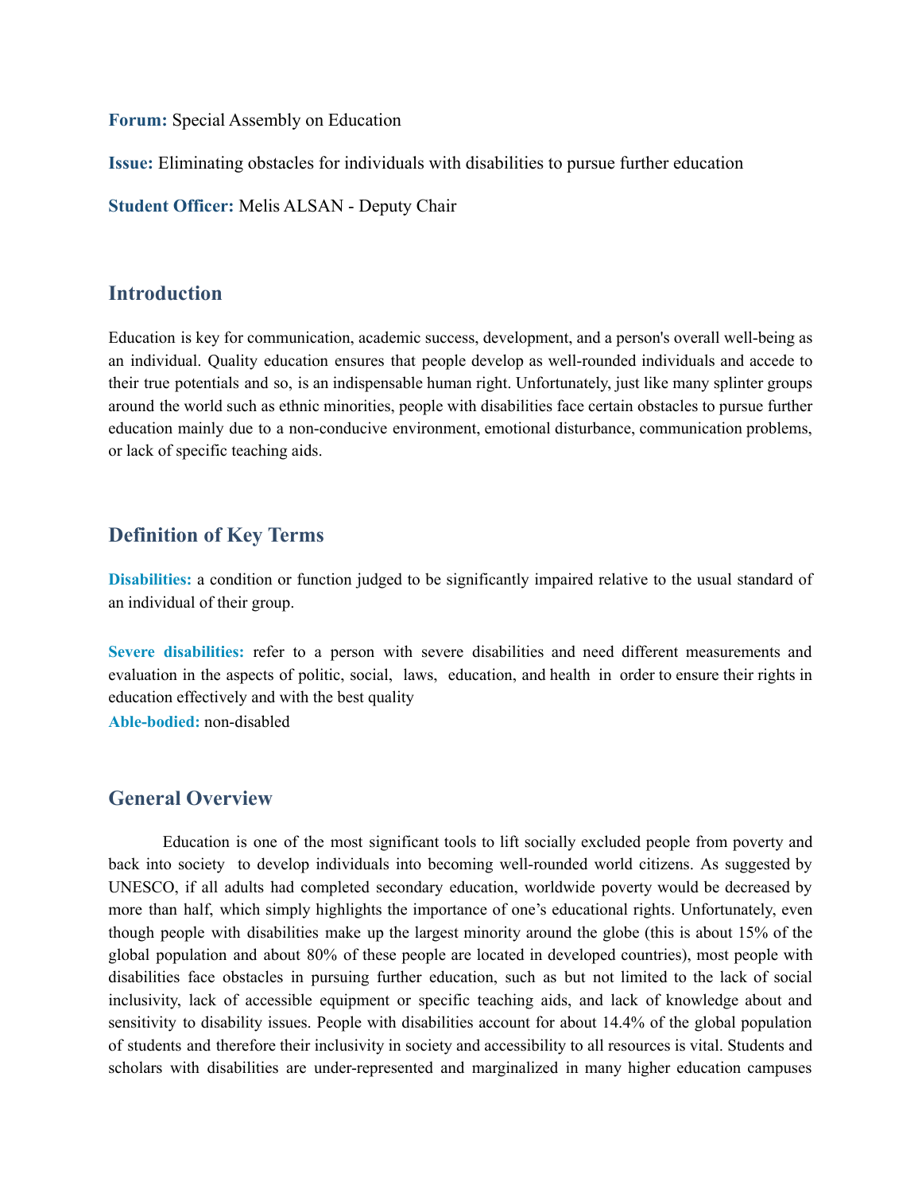**Forum:** Special Assembly on Education

**Issue:** Eliminating obstacles for individuals with disabilities to pursue further education

**Student Officer:** Melis ALSAN - Deputy Chair

## Introduction

Education is key for communication, academic success, development, and a person's overall well-being as an individual. Quality education ensures that people develop as well-rounded individuals and accede to their true potentials and so, is an indispensable human right. Unfortunately, just like many splinter groups around the world such as ethnic minorities, people with disabilities face certain obstacles to pursue further education mainly due to a non-conducive environment, emotional disturbance, communication problems, or lack of specific teaching aids.

## Definition of Key Terms

**Disabilities:** a condition or function judged to be significantly impaired relative to the usual standard of an individual of their group.

**Severe disabilities:** refer to a person with severe disabilities and need different measurements and evaluation in the aspects of politic, social, laws, education, and health in order to ensure their rights in education effectively and with the best quality

**Able-bodied:** non-disabled

## General Overview

Education is one of the most significant tools to lift socially excluded people from poverty and back into society to develop individuals into becoming well-rounded world citizens. As suggested by UNESCO, if all adults had completed secondary education, worldwide poverty would be decreased by more than half, which simply highlights the importance of one's educational rights. Unfortunately, even though people with disabilities make up the largest minority around the globe (this is about 15% of the global population and about 80% of these people are located in developed countries), most people with disabilities face obstacles in pursuing further education, such as but not limited to the lack of social inclusivity, lack of accessible equipment or specific teaching aids, and lack of knowledge about and sensitivity to disability issues. People with disabilities account for about 14.4% of the global population of students and therefore their inclusivity in society and accessibility to all resources is vital. Students and scholars with disabilities are under-represented and marginalized in many higher education campuses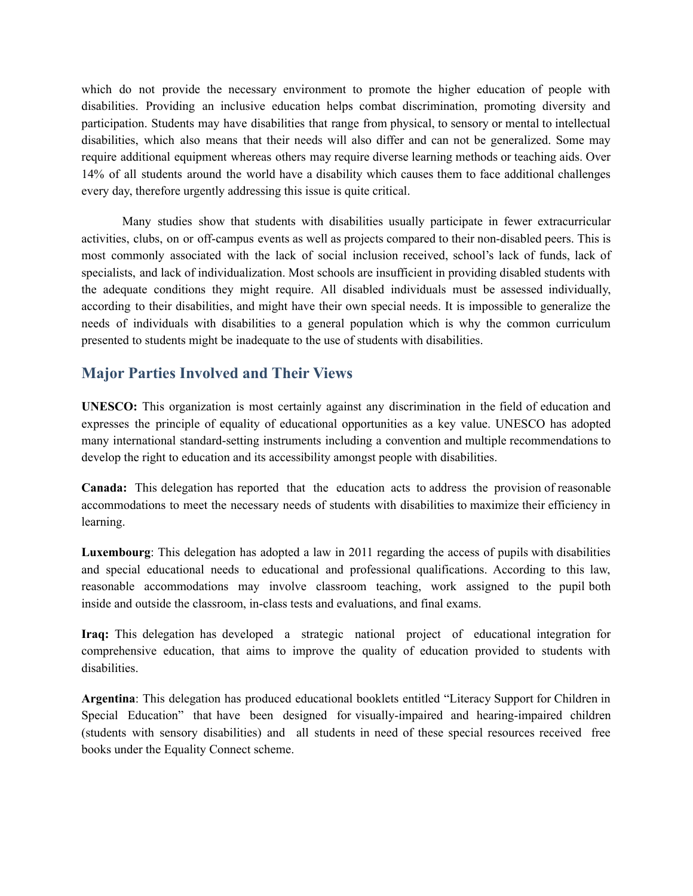which do not provide the necessary environment to promote the higher education of people with disabilities. Providing an inclusive education helps combat discrimination, promoting diversity and participation. Students may have disabilities that range from physical, to sensory or mental to intellectual disabilities, which also means that their needs will also differ and can not be generalized. Some may require additional equipment whereas others may require diverse learning methods or teaching aids. Over 14% of all students around the world have a disability which causes them to face additional challenges every day, therefore urgently addressing this issue is quite critical.

Many studies show that students with disabilities usually participate in fewer extracurricular activities, clubs, on or off-campus events as well as projects compared to their non-disabled peers. This is most commonly associated with the lack of social inclusion received, school's lack of funds, lack of specialists, and lack of individualization. Most schools are insufficient in providing disabled students with the adequate conditions they might require. All disabled individuals must be assessed individually, according to their disabilities, and might have their own special needs. It is impossible to generalize the needs of individuals with disabilities to a general population which is why the common curriculum presented to students might be inadequate to the use of students with disabilities.

## Major Parties Involved and Their Views

**UNESCO:** This organization is most certainly against any discrimination in the field of education and expresses the principle of equality of educational opportunities as a key value. UNESCO has adopted many international standard-setting instruments including a convention and multiple recommendations to develop the right to education and its accessibility amongst people with disabilities.

**Canada:** This delegation has reported that the education acts to address the provision of reasonable accommodations to meet the necessary needs of students with disabilities to maximize their efficiency in learning.

**Luxembourg**: This delegation has adopted a law in 2011 regarding the access of pupils with disabilities and special educational needs to educational and professional qualifications. According to this law, reasonable accommodations may involve classroom teaching, work assigned to the pupil both inside and outside the classroom, in-class tests and evaluations, and final exams.

**Iraq:** This delegation has developed a strategic national project of educational integration for comprehensive education, that aims to improve the quality of education provided to students with disabilities.

**Argentina**: This delegation has produced educational booklets entitled "Literacy Support for Children in Special Education" that have been designed for visually-impaired and hearing-impaired children (students with sensory disabilities) and all students in need of these special resources received free books under the Equality Connect scheme.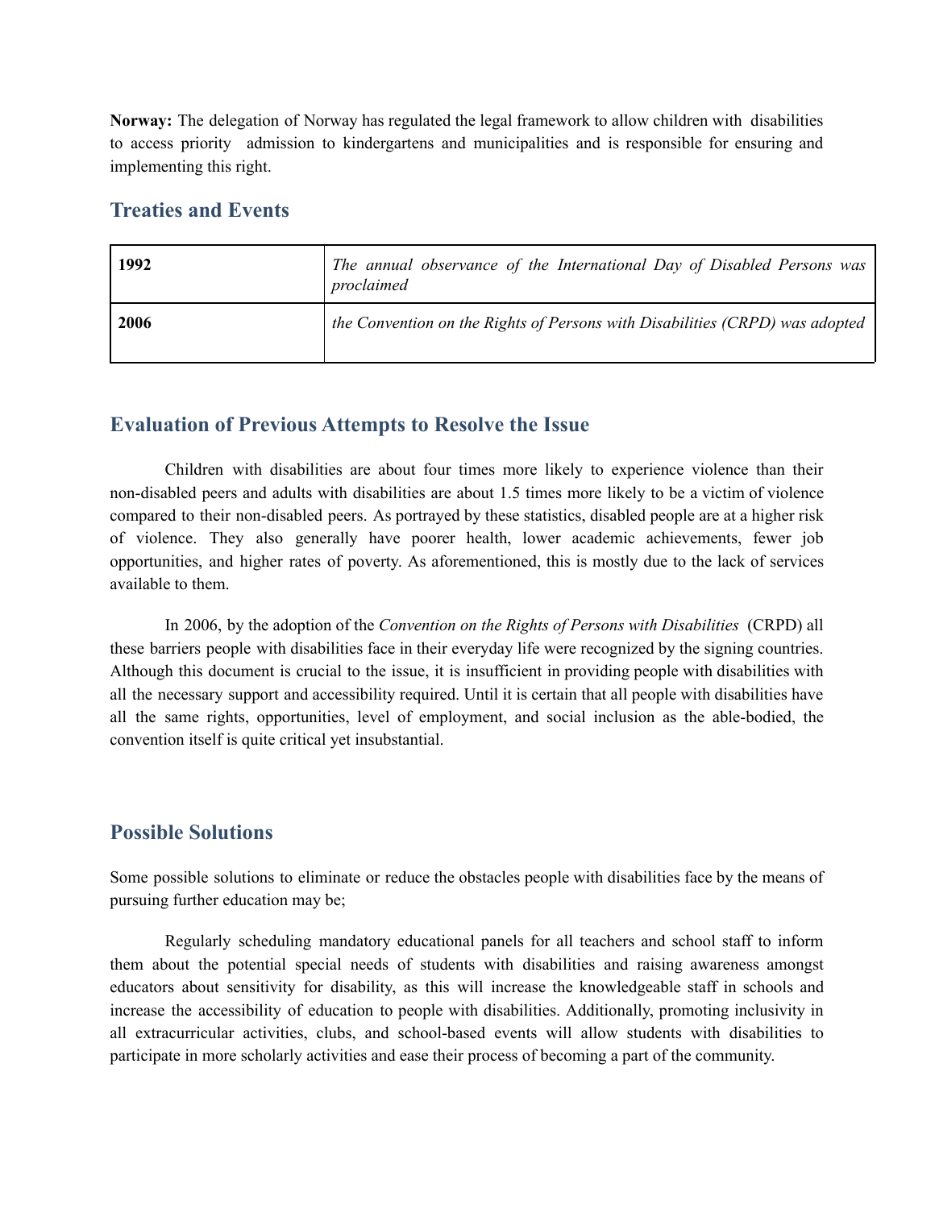**Norway:** The delegation of Norway has regulated the legal framework to allow children with disabilities to access priority admission to kindergartens and municipalities and is responsible for ensuring and implementing this right.

## Treaties and Events

| | |
|---|---|
| **1992** | *The annual observance of the International Day of Disabled Persons was proclaimed* |
| **2006** | *the Convention on the Rights of Persons with Disabilities (CRPD) was adopted* |

## Evaluation of Previous Attempts to Resolve the Issue

Children with disabilities are about four times more likely to experience violence than their non-disabled peers and adults with disabilities are about 1.5 times more likely to be a victim of violence compared to their non-disabled peers. As portrayed by these statistics, disabled people are at a higher risk of violence. They also generally have poorer health, lower academic achievements, fewer job opportunities, and higher rates of poverty. As aforementioned, this is mostly due to the lack of services available to them.

In 2006, by the adoption of the *Convention on the Rights of Persons with Disabilities* (CRPD) all these barriers people with disabilities face in their everyday life were recognized by the signing countries. Although this document is crucial to the issue, it is insufficient in providing people with disabilities with all the necessary support and accessibility required. Until it is certain that all people with disabilities have all the same rights, opportunities, level of employment, and social inclusion as the able-bodied, the convention itself is quite critical yet insubstantial.

## Possible Solutions

Some possible solutions to eliminate or reduce the obstacles people with disabilities face by the means of pursuing further education may be;

Regularly scheduling mandatory educational panels for all teachers and school staff to inform them about the potential special needs of students with disabilities and raising awareness amongst educators about sensitivity for disability, as this will increase the knowledgeable staff in schools and increase the accessibility of education to people with disabilities. Additionally, promoting inclusivity in all extracurricular activities, clubs, and school-based events will allow students with disabilities to participate in more scholarly activities and ease their process of becoming a part of the community.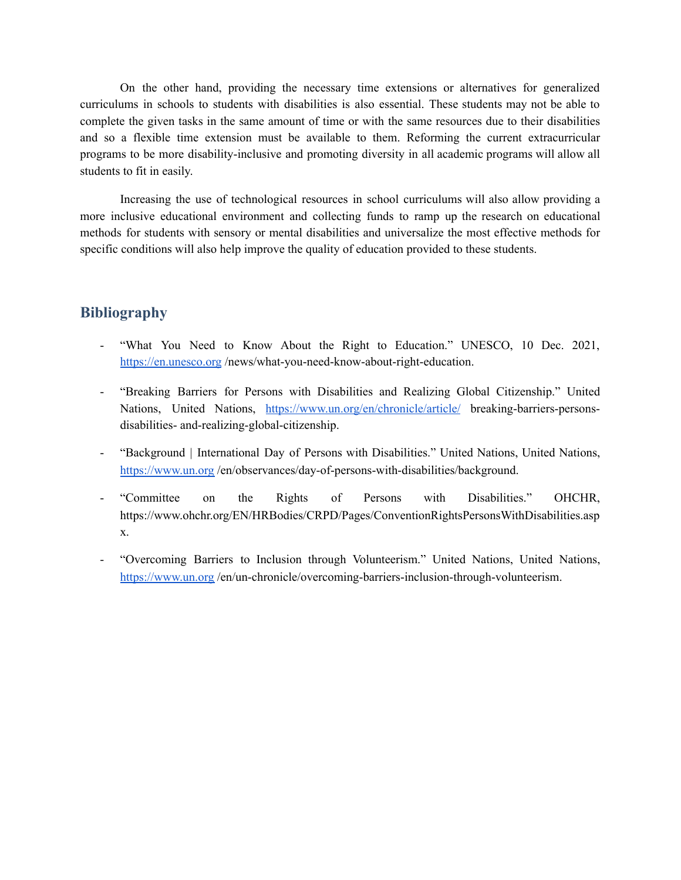On the other hand, providing the necessary time extensions or alternatives for generalized curriculums in schools to students with disabilities is also essential. These students may not be able to complete the given tasks in the same amount of time or with the same resources due to their disabilities and so a flexible time extension must be available to them. Reforming the current extracurricular programs to be more disability-inclusive and promoting diversity in all academic programs will allow all students to fit in easily.

Increasing the use of technological resources in school curriculums will also allow providing a more inclusive educational environment and collecting funds to ramp up the research on educational methods for students with sensory or mental disabilities and universalize the most effective methods for specific conditions will also help improve the quality of education provided to these students.

## Bibliography

- "What You Need to Know About the Right to Education." UNESCO, 10 Dec. 2021, https://en.unesco.org /news/what-you-need-know-about-right-education.
- "Breaking Barriers for Persons with Disabilities and Realizing Global Citizenship." United Nations, United Nations, https://www.un.org/en/chronicle/article/ breaking-barriers-persons-disabilities- and-realizing-global-citizenship.
- "Background | International Day of Persons with Disabilities." United Nations, United Nations, https://www.un.org /en/observances/day-of-persons-with-disabilities/background.
- "Committee on the Rights of Persons with Disabilities." OHCHR, https://www.ohchr.org/EN/HRBodies/CRPD/Pages/ConventionRightsPersonsWithDisabilities.aspx.
- "Overcoming Barriers to Inclusion through Volunteerism." United Nations, United Nations, https://www.un.org /en/un-chronicle/overcoming-barriers-inclusion-through-volunteerism.